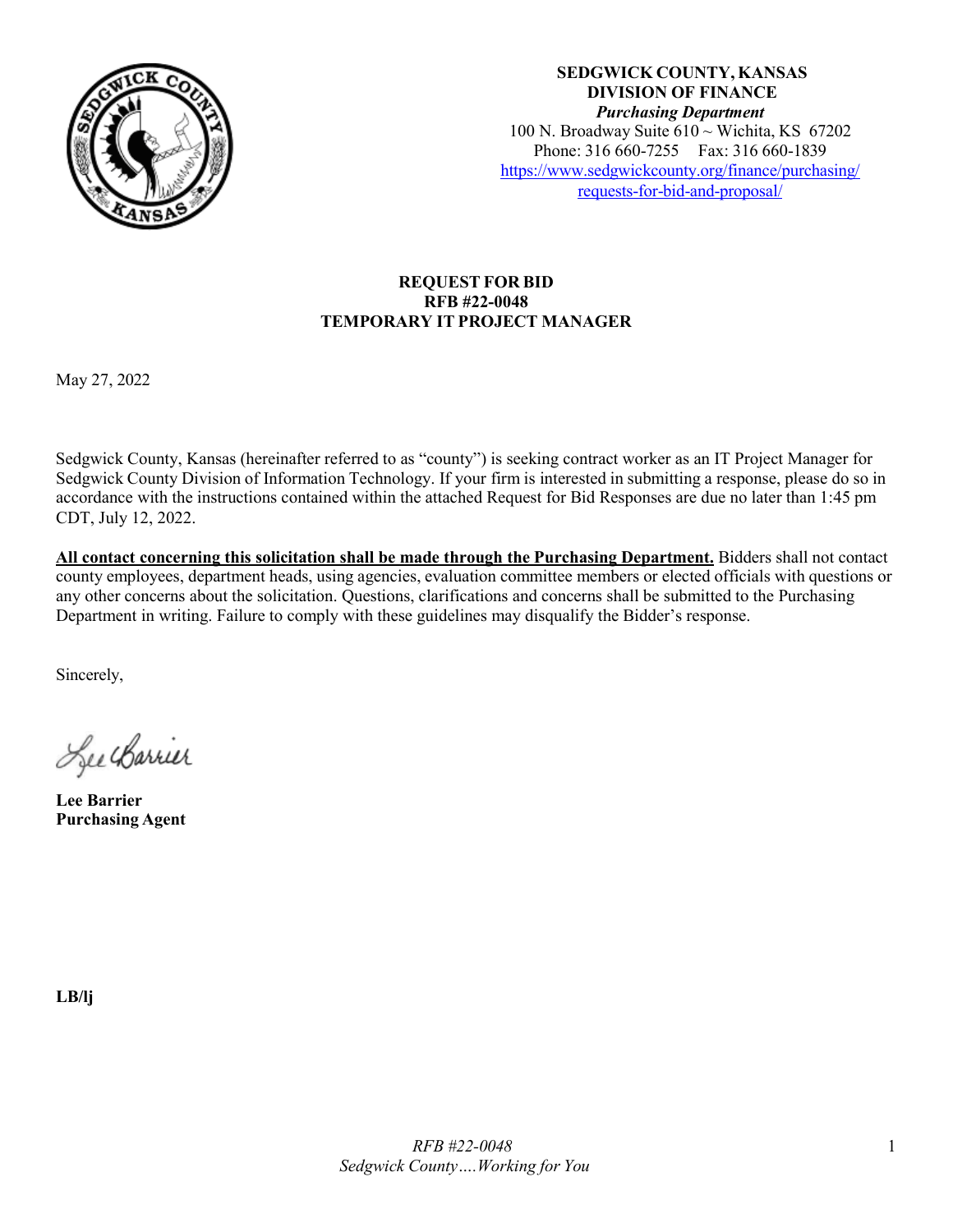**SEDGWICK COUNTY, KANSAS**
**DIVISION OF FINANCE**
***Purchasing Department***
100 N. Broadway Suite 610 ~ Wichita, KS 67202
Phone: 316 660-7255 Fax: 316 660-1839
https://www.sedgwickcounty.org/finance/purchasing/requests-for-bid-and-proposal/

**REQUEST FOR BID**
**RFB #22-0048**
**TEMPORARY IT PROJECT MANAGER**

May 27, 2022

Sedgwick County, Kansas (hereinafter referred to as "county") is seeking contract worker as an IT Project Manager for Sedgwick County Division of Information Technology. If your firm is interested in submitting a response, please do so in accordance with the instructions contained within the attached Request for Bid Responses are due no later than 1:45 pm CDT, July 12, 2022.

**All contact concerning this solicitation shall be made through the Purchasing Department.** Bidders shall not contact county employees, department heads, using agencies, evaluation committee members or elected officials with questions or any other concerns about the solicitation. Questions, clarifications and concerns shall be submitted to the Purchasing Department in writing. Failure to comply with these guidelines may disqualify the Bidder's response.

Sincerely,

Lee Barrier

**Lee Barrier**
**Purchasing Agent**

**LB/lj**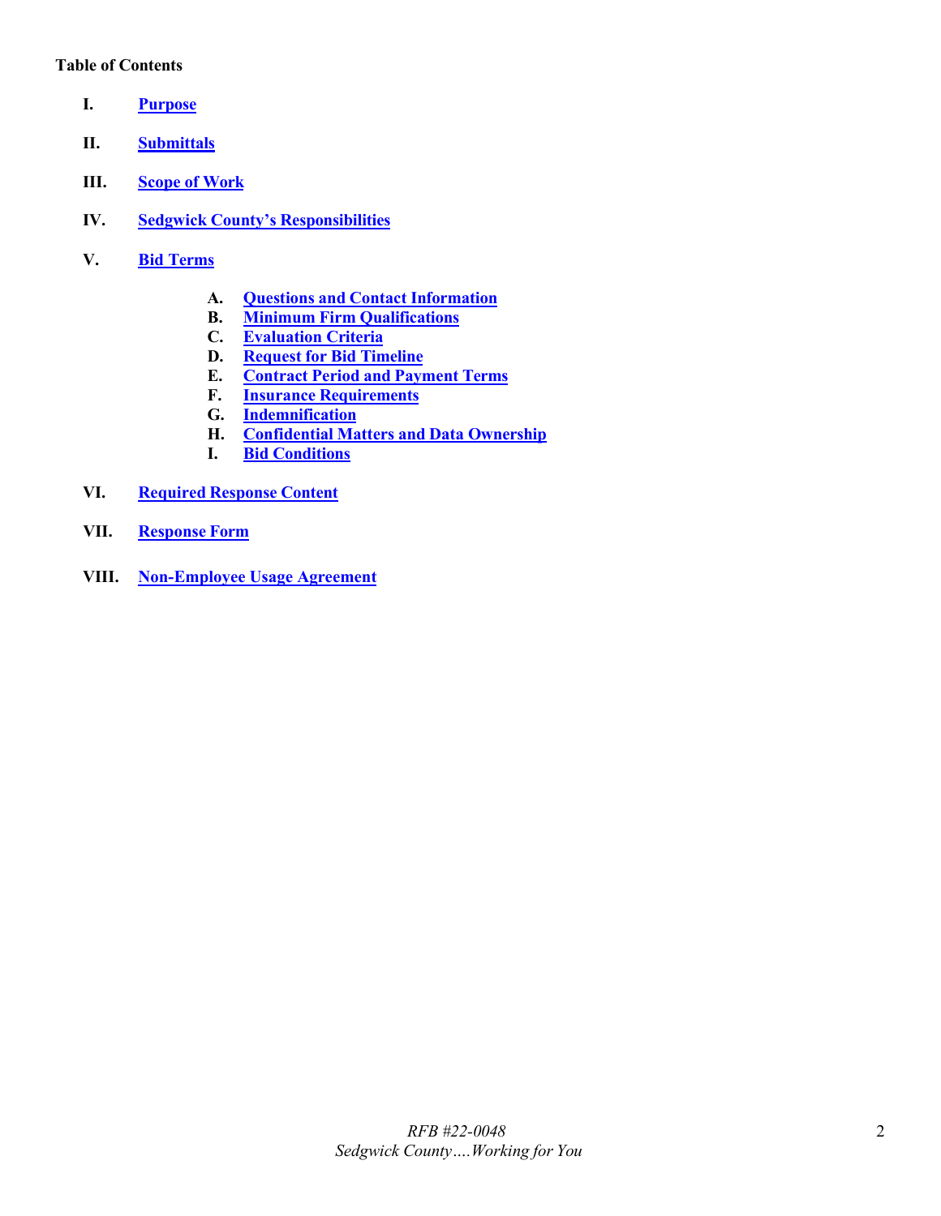**Table of Contents**

- **I.** **Purpose**
- **II.** **Submittals**
- **III.** **Scope of Work**
- **IV.** **Sedgwick County's Responsibilities**
- **V.** **Bid Terms**
  - **A.** **Questions and Contact Information**
  - **B.** **Minimum Firm Qualifications**
  - **C.** **Evaluation Criteria**
  - **D.** **Request for Bid Timeline**
  - **E.** **Contract Period and Payment Terms**
  - **F.** **Insurance Requirements**
  - **G.** **Indemnification**
  - **H.** **Confidential Matters and Data Ownership**
  - **I.** **Bid Conditions**
- **VI.** **Required Response Content**
- **VII.** **Response Form**
- **VIII.** **Non-Employee Usage Agreement**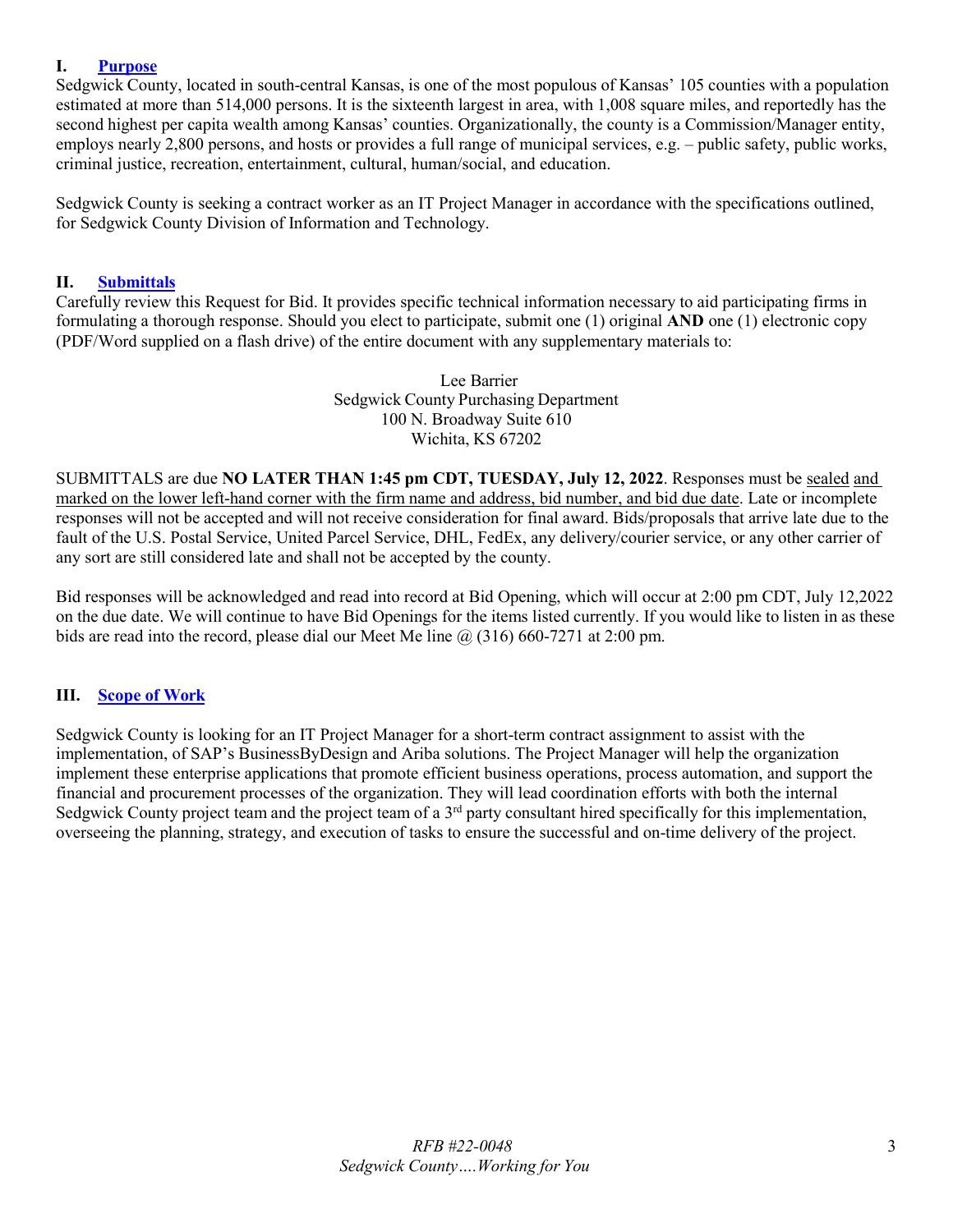## I. Purpose

Sedgwick County, located in south-central Kansas, is one of the most populous of Kansas' 105 counties with a population estimated at more than 514,000 persons. It is the sixteenth largest in area, with 1,008 square miles, and reportedly has the second highest per capita wealth among Kansas' counties. Organizationally, the county is a Commission/Manager entity, employs nearly 2,800 persons, and hosts or provides a full range of municipal services, e.g. – public safety, public works, criminal justice, recreation, entertainment, cultural, human/social, and education.

Sedgwick County is seeking a contract worker as an IT Project Manager in accordance with the specifications outlined, for Sedgwick County Division of Information and Technology.

## II. Submittals

Carefully review this Request for Bid. It provides specific technical information necessary to aid participating firms in formulating a thorough response. Should you elect to participate, submit one (1) original **AND** one (1) electronic copy (PDF/Word supplied on a flash drive) of the entire document with any supplementary materials to:

Lee Barrier
Sedgwick County Purchasing Department
100 N. Broadway Suite 610
Wichita, KS 67202

SUBMITTALS are due **NO LATER THAN 1:45 pm CDT, TUESDAY, July 12, 2022**. Responses must be sealed and marked on the lower left-hand corner with the firm name and address, bid number, and bid due date. Late or incomplete responses will not be accepted and will not receive consideration for final award. Bids/proposals that arrive late due to the fault of the U.S. Postal Service, United Parcel Service, DHL, FedEx, any delivery/courier service, or any other carrier of any sort are still considered late and shall not be accepted by the county.

Bid responses will be acknowledged and read into record at Bid Opening, which will occur at 2:00 pm CDT, July 12,2022 on the due date. We will continue to have Bid Openings for the items listed currently. If you would like to listen in as these bids are read into the record, please dial our Meet Me line @ (316) 660-7271 at 2:00 pm.

## III. Scope of Work

Sedgwick County is looking for an IT Project Manager for a short-term contract assignment to assist with the implementation, of SAP's BusinessByDesign and Ariba solutions. The Project Manager will help the organization implement these enterprise applications that promote efficient business operations, process automation, and support the financial and procurement processes of the organization. They will lead coordination efforts with both the internal Sedgwick County project team and the project team of a 3rd party consultant hired specifically for this implementation, overseeing the planning, strategy, and execution of tasks to ensure the successful and on-time delivery of the project.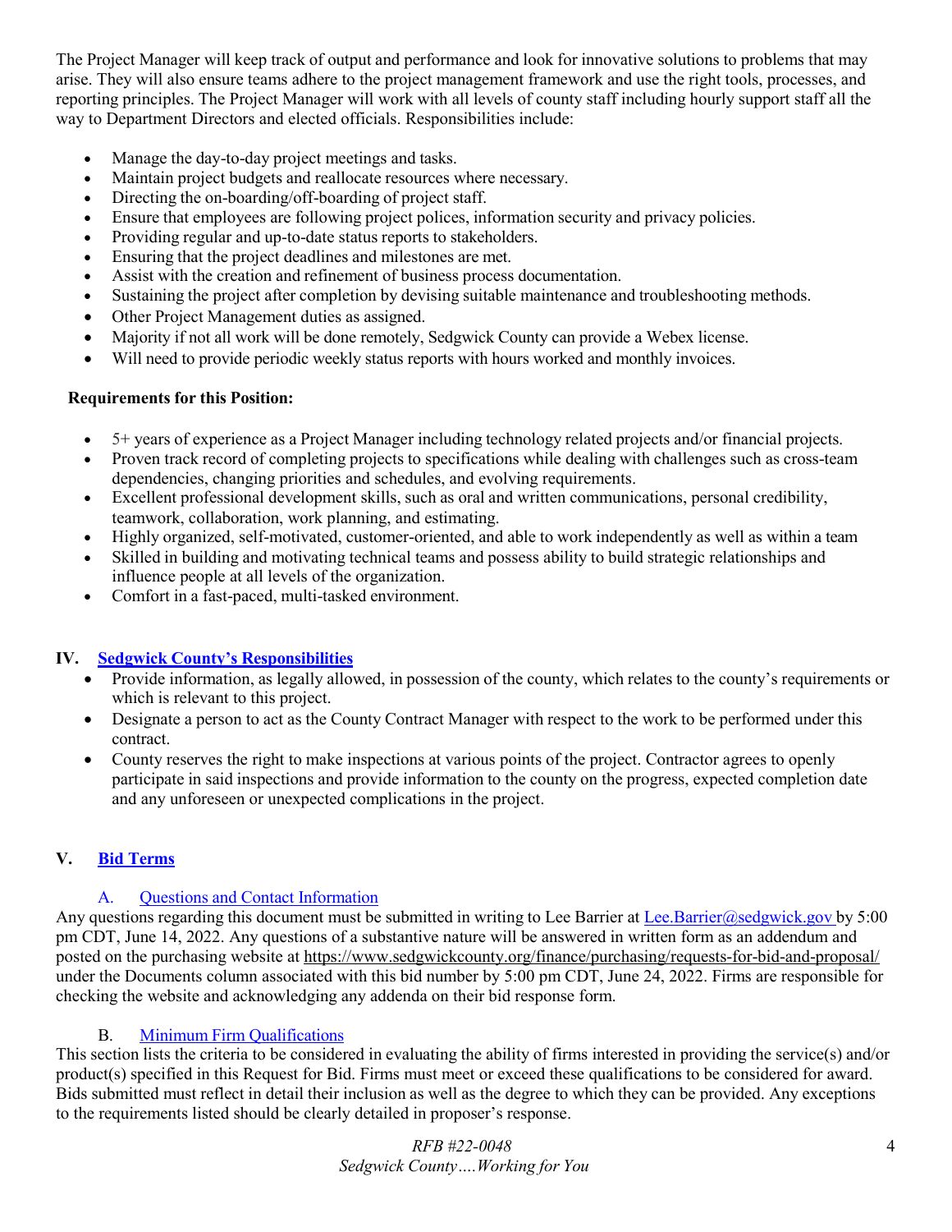The Project Manager will keep track of output and performance and look for innovative solutions to problems that may arise. They will also ensure teams adhere to the project management framework and use the right tools, processes, and reporting principles. The Project Manager will work with all levels of county staff including hourly support staff all the way to Department Directors and elected officials. Responsibilities include:

- Manage the day-to-day project meetings and tasks.
- Maintain project budgets and reallocate resources where necessary.
- Directing the on-boarding/off-boarding of project staff.
- Ensure that employees are following project polices, information security and privacy policies.
- Providing regular and up-to-date status reports to stakeholders.
- Ensuring that the project deadlines and milestones are met.
- Assist with the creation and refinement of business process documentation.
- Sustaining the project after completion by devising suitable maintenance and troubleshooting methods.
- Other Project Management duties as assigned.
- Majority if not all work will be done remotely, Sedgwick County can provide a Webex license.
- Will need to provide periodic weekly status reports with hours worked and monthly invoices.

**Requirements for this Position:**

- 5+ years of experience as a Project Manager including technology related projects and/or financial projects.
- Proven track record of completing projects to specifications while dealing with challenges such as cross-team dependencies, changing priorities and schedules, and evolving requirements.
- Excellent professional development skills, such as oral and written communications, personal credibility, teamwork, collaboration, work planning, and estimating.
- Highly organized, self-motivated, customer-oriented, and able to work independently as well as within a team
- Skilled in building and motivating technical teams and possess ability to build strategic relationships and influence people at all levels of the organization.
- Comfort in a fast-paced, multi-tasked environment.

## IV. Sedgwick County's Responsibilities

- Provide information, as legally allowed, in possession of the county, which relates to the county's requirements or which is relevant to this project.
- Designate a person to act as the County Contract Manager with respect to the work to be performed under this contract.
- County reserves the right to make inspections at various points of the project. Contractor agrees to openly participate in said inspections and provide information to the county on the progress, expected completion date and any unforeseen or unexpected complications in the project.

## V. Bid Terms

### A. Questions and Contact Information

Any questions regarding this document must be submitted in writing to Lee Barrier at Lee.Barrier@sedgwick.gov by 5:00 pm CDT, June 14, 2022. Any questions of a substantive nature will be answered in written form as an addendum and posted on the purchasing website at https://www.sedgwickcounty.org/finance/purchasing/requests-for-bid-and-proposal/ under the Documents column associated with this bid number by 5:00 pm CDT, June 24, 2022. Firms are responsible for checking the website and acknowledging any addenda on their bid response form.

### B. Minimum Firm Qualifications

This section lists the criteria to be considered in evaluating the ability of firms interested in providing the service(s) and/or product(s) specified in this Request for Bid. Firms must meet or exceed these qualifications to be considered for award. Bids submitted must reflect in detail their inclusion as well as the degree to which they can be provided. Any exceptions to the requirements listed should be clearly detailed in proposer's response.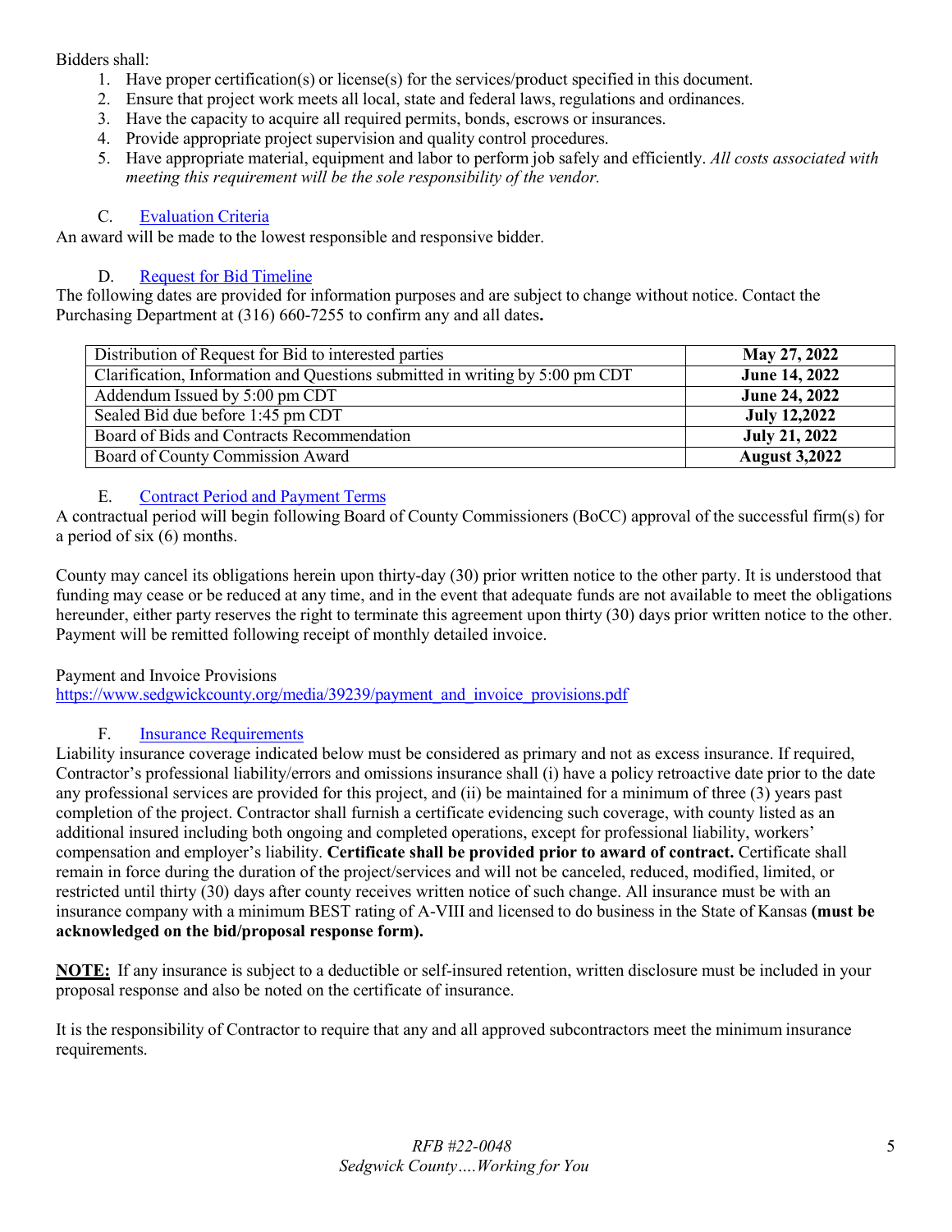Bidders shall:

1. Have proper certification(s) or license(s) for the services/product specified in this document.
2. Ensure that project work meets all local, state and federal laws, regulations and ordinances.
3. Have the capacity to acquire all required permits, bonds, escrows or insurances.
4. Provide appropriate project supervision and quality control procedures.
5. Have appropriate material, equipment and labor to perform job safely and efficiently. *All costs associated with meeting this requirement will be the sole responsibility of the vendor.*

### C. Evaluation Criteria

An award will be made to the lowest responsible and responsive bidder.

### D. Request for Bid Timeline

The following dates are provided for information purposes and are subject to change without notice. Contact the Purchasing Department at (316) 660-7255 to confirm any and all dates**.**

| | |
|---|---|
| Distribution of Request for Bid to interested parties | **May 27, 2022** |
| Clarification, Information and Questions submitted in writing by 5:00 pm CDT | **June 14, 2022** |
| Addendum Issued by 5:00 pm CDT | **June 24, 2022** |
| Sealed Bid due before 1:45 pm CDT | **July 12,2022** |
| Board of Bids and Contracts Recommendation | **July 21, 2022** |
| Board of County Commission Award | **August 3,2022** |

### E. Contract Period and Payment Terms

A contractual period will begin following Board of County Commissioners (BoCC) approval of the successful firm(s) for a period of six (6) months.

County may cancel its obligations herein upon thirty-day (30) prior written notice to the other party. It is understood that funding may cease or be reduced at any time, and in the event that adequate funds are not available to meet the obligations hereunder, either party reserves the right to terminate this agreement upon thirty (30) days prior written notice to the other. Payment will be remitted following receipt of monthly detailed invoice.

Payment and Invoice Provisions
https://www.sedgwickcounty.org/media/39239/payment_and_invoice_provisions.pdf

### F. Insurance Requirements

Liability insurance coverage indicated below must be considered as primary and not as excess insurance. If required, Contractor's professional liability/errors and omissions insurance shall (i) have a policy retroactive date prior to the date any professional services are provided for this project, and (ii) be maintained for a minimum of three (3) years past completion of the project. Contractor shall furnish a certificate evidencing such coverage, with county listed as an additional insured including both ongoing and completed operations, except for professional liability, workers' compensation and employer's liability. **Certificate shall be provided prior to award of contract.** Certificate shall remain in force during the duration of the project/services and will not be canceled, reduced, modified, limited, or restricted until thirty (30) days after county receives written notice of such change. All insurance must be with an insurance company with a minimum BEST rating of A-VIII and licensed to do business in the State of Kansas **(must be acknowledged on the bid/proposal response form).**

**NOTE:** If any insurance is subject to a deductible or self-insured retention, written disclosure must be included in your proposal response and also be noted on the certificate of insurance.

It is the responsibility of Contractor to require that any and all approved subcontractors meet the minimum insurance requirements.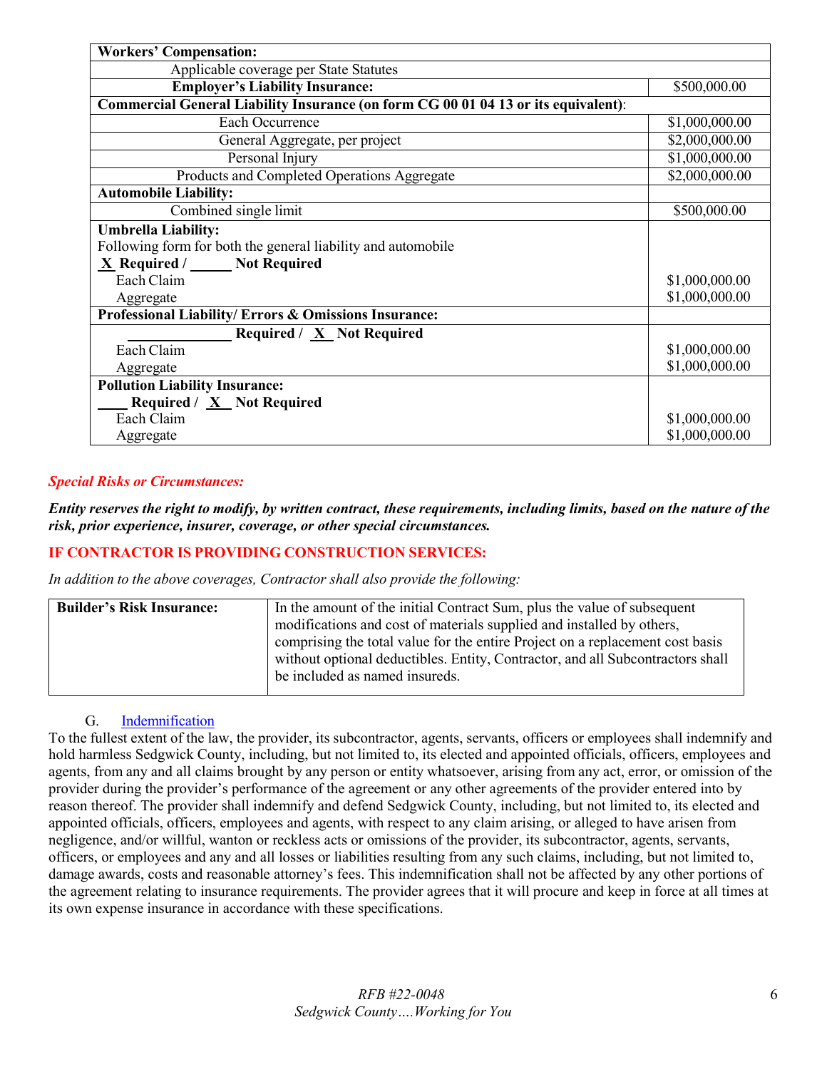| **Workers' Compensation:** | |
|---|---|
| Applicable coverage per State Statutes | |
| **Employer's Liability Insurance:** | $500,000.00 |
| **Commercial General Liability Insurance (on form CG 00 01 04 13 or its equivalent)**: | |
| Each Occurrence | $1,000,000.00 |
| General Aggregate, per project | $2,000,000.00 |
| Personal Injury | $1,000,000.00 |
| Products and Completed Operations Aggregate | $2,000,000.00 |
| **Automobile Liability:** | |
| Combined single limit | $500,000.00 |
| **Umbrella Liability:**<br>Following form for both the general liability and automobile<br>**X Required / ______ Not Required**<br>Each Claim<br>Aggregate | <br><br><br>$1,000,000.00<br>$1,000,000.00 |
| **Professional Liability/ Errors & Omissions Insurance:** | |
| **______________ Required / X Not Required**<br>Each Claim<br>Aggregate | <br>$1,000,000.00<br>$1,000,000.00 |
| **Pollution Liability Insurance:**<br>**____ Required / X Not Required**<br>Each Claim<br>Aggregate | <br><br>$1,000,000.00<br>$1,000,000.00 |

***Special Risks or Circumstances:***

***Entity reserves the right to modify, by written contract, these requirements, including limits, based on the nature of the risk, prior experience, insurer, coverage, or other special circumstances.***

**IF CONTRACTOR IS PROVIDING CONSTRUCTION SERVICES:**

*In addition to the above coverages, Contractor shall also provide the following:*

| **Builder's Risk Insurance:** | In the amount of the initial Contract Sum, plus the value of subsequent modifications and cost of materials supplied and installed by others, comprising the total value for the entire Project on a replacement cost basis without optional deductibles. Entity, Contractor, and all Subcontractors shall be included as named insureds. |
|---|---|

G. Indemnification

To the fullest extent of the law, the provider, its subcontractor, agents, servants, officers or employees shall indemnify and hold harmless Sedgwick County, including, but not limited to, its elected and appointed officials, officers, employees and agents, from any and all claims brought by any person or entity whatsoever, arising from any act, error, or omission of the provider during the provider's performance of the agreement or any other agreements of the provider entered into by reason thereof. The provider shall indemnify and defend Sedgwick County, including, but not limited to, its elected and appointed officials, officers, employees and agents, with respect to any claim arising, or alleged to have arisen from negligence, and/or willful, wanton or reckless acts or omissions of the provider, its subcontractor, agents, servants, officers, or employees and any and all losses or liabilities resulting from any such claims, including, but not limited to, damage awards, costs and reasonable attorney's fees. This indemnification shall not be affected by any other portions of the agreement relating to insurance requirements. The provider agrees that it will procure and keep in force at all times at its own expense insurance in accordance with these specifications.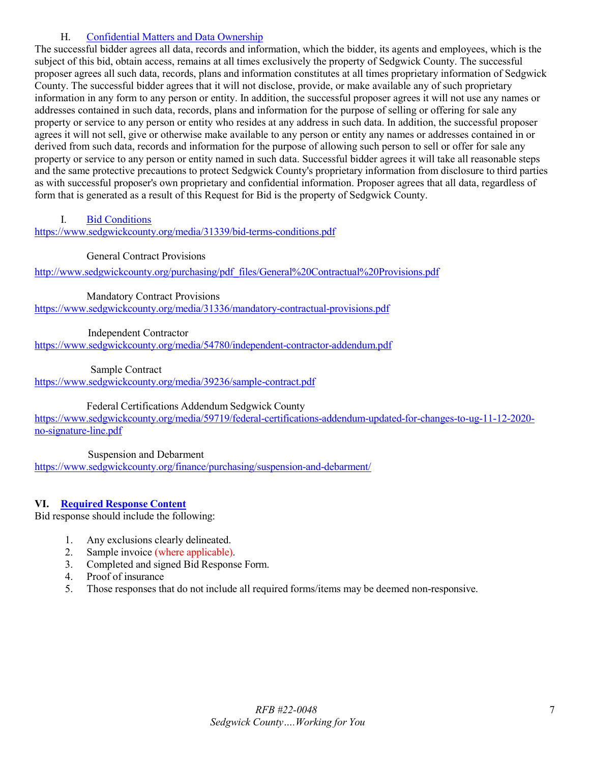### H. Confidential Matters and Data Ownership

The successful bidder agrees all data, records and information, which the bidder, its agents and employees, which is the subject of this bid, obtain access, remains at all times exclusively the property of Sedgwick County. The successful proposer agrees all such data, records, plans and information constitutes at all times proprietary information of Sedgwick County. The successful bidder agrees that it will not disclose, provide, or make available any of such proprietary information in any form to any person or entity. In addition, the successful proposer agrees it will not use any names or addresses contained in such data, records, plans and information for the purpose of selling or offering for sale any property or service to any person or entity who resides at any address in such data. In addition, the successful proposer agrees it will not sell, give or otherwise make available to any person or entity any names or addresses contained in or derived from such data, records and information for the purpose of allowing such person to sell or offer for sale any property or service to any person or entity named in such data. Successful bidder agrees it will take all reasonable steps and the same protective precautions to protect Sedgwick County's proprietary information from disclosure to third parties as with successful proposer's own proprietary and confidential information. Proposer agrees that all data, regardless of form that is generated as a result of this Request for Bid is the property of Sedgwick County.

### I. Bid Conditions

https://www.sedgwickcounty.org/media/31339/bid-terms-conditions.pdf

General Contract Provisions

http://www.sedgwickcounty.org/purchasing/pdf_files/General%20Contractual%20Provisions.pdf

Mandatory Contract Provisions

https://www.sedgwickcounty.org/media/31336/mandatory-contractual-provisions.pdf

Independent Contractor

https://www.sedgwickcounty.org/media/54780/independent-contractor-addendum.pdf

Sample Contract

https://www.sedgwickcounty.org/media/39236/sample-contract.pdf

Federal Certifications Addendum Sedgwick County

https://www.sedgwickcounty.org/media/59719/federal-certifications-addendum-updated-for-changes-to-ug-11-12-2020-no-signature-line.pdf

Suspension and Debarment

https://www.sedgwickcounty.org/finance/purchasing/suspension-and-debarment/

## VI. Required Response Content

Bid response should include the following:

1. Any exclusions clearly delineated.
2. Sample invoice (where applicable).
3. Completed and signed Bid Response Form.
4. Proof of insurance
5. Those responses that do not include all required forms/items may be deemed non-responsive.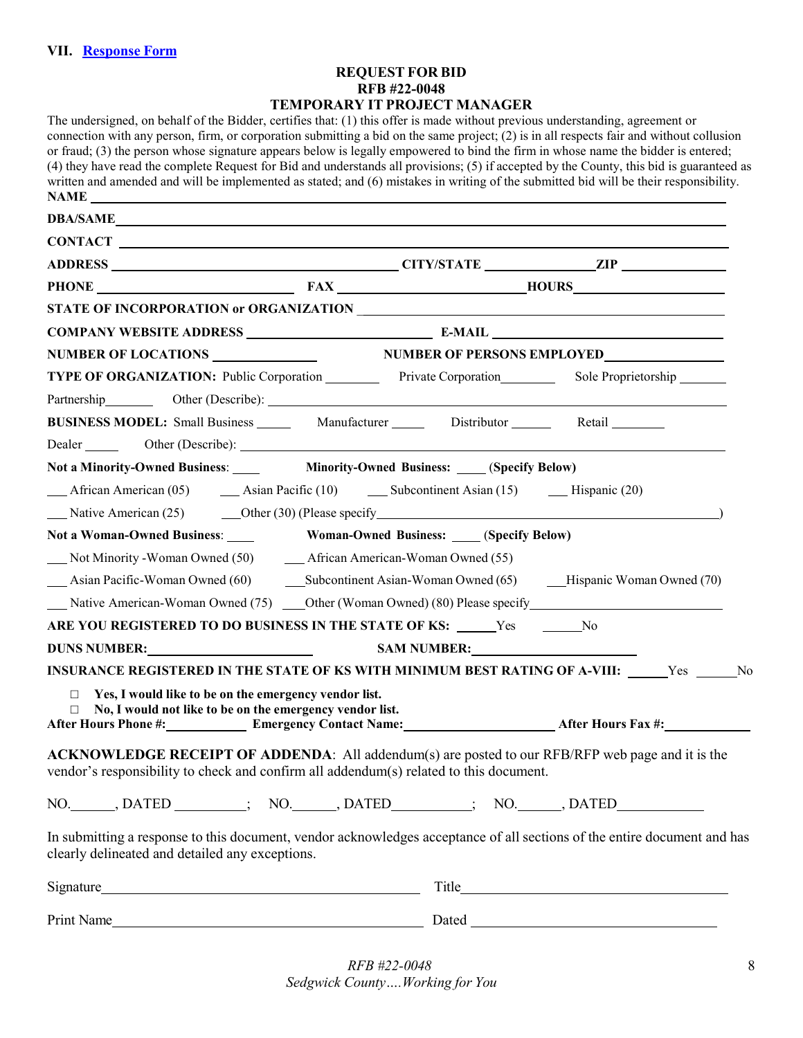## VII. Response Form

**REQUEST FOR BID**
**RFB #22-0048**
**TEMPORARY IT PROJECT MANAGER**

The undersigned, on behalf of the Bidder, certifies that: (1) this offer is made without previous understanding, agreement or connection with any person, firm, or corporation submitting a bid on the same project; (2) is in all respects fair and without collusion or fraud; (3) the person whose signature appears below is legally empowered to bind the firm in whose name the bidder is entered; (4) they have read the complete Request for Bid and understands all provisions; (5) if accepted by the County, this bid is guaranteed as written and amended and will be implemented as stated; and (6) mistakes in writing of the submitted bid will be their responsibility.

**NAME** ____________________

**DBA/SAME** ____________________

**CONTACT** ____________________

**ADDRESS** ____________________ **CITY/STATE** __________ **ZIP** __________

**PHONE** ____________________ **FAX** ____________________ **HOURS** __________

**STATE OF INCORPORATION or ORGANIZATION** ____________________

**COMPANY WEBSITE ADDRESS** ____________________ **E-MAIL** ____________________

**NUMBER OF LOCATIONS** __________ **NUMBER OF PERSONS EMPLOYED** __________

**TYPE OF ORGANIZATION:** Public Corporation ______ Private Corporation ______ Sole Proprietorship ______

Partnership ______ Other (Describe): ____________________

**BUSINESS MODEL:** Small Business _____ Manufacturer _____ Distributor _____ Retail _____

Dealer _____ Other (Describe): ____________________

**Not a Minority-Owned Business**: ____ **Minority-Owned Business:** ____ **(Specify Below)**

___ African American (05) ___ Asian Pacific (10) ___ Subcontinent Asian (15) ___ Hispanic (20)

___ Native American (25) ___Other (30) (Please specify____________________)

**Not a Woman-Owned Business**: ____ **Woman-Owned Business:** ____ **(Specify Below)**

___ Not Minority -Woman Owned (50) ___ African American-Woman Owned (55)

___ Asian Pacific-Woman Owned (60) ___Subcontinent Asian-Woman Owned (65) ___Hispanic Woman Owned (70)

___ Native American-Woman Owned (75) ___Other (Woman Owned) (80) Please specify____________________

**ARE YOU REGISTERED TO DO BUSINESS IN THE STATE OF KS:** _____Yes _____No

**DUNS NUMBER:** ____________________ **SAM NUMBER:** ____________________

**INSURANCE REGISTERED IN THE STATE OF KS WITH MINIMUM BEST RATING OF A-VIII:** _____Yes _____No

- ☐ **Yes, I would like to be on the emergency vendor list.**
- ☐ **No, I would not like to be on the emergency vendor list.**

**After Hours Phone #:** __________ **Emergency Contact Name:** ____________________ **After Hours Fax #:** __________

**ACKNOWLEDGE RECEIPT OF ADDENDA**: All addendum(s) are posted to our RFB/RFP web page and it is the vendor's responsibility to check and confirm all addendum(s) related to this document.

NO.______, DATED __________; NO.______, DATED__________; NO.______, DATED__________

In submitting a response to this document, vendor acknowledges acceptance of all sections of the entire document and has clearly delineated and detailed any exceptions.

Signature____________________ Title____________________

Print Name____________________ Dated ____________________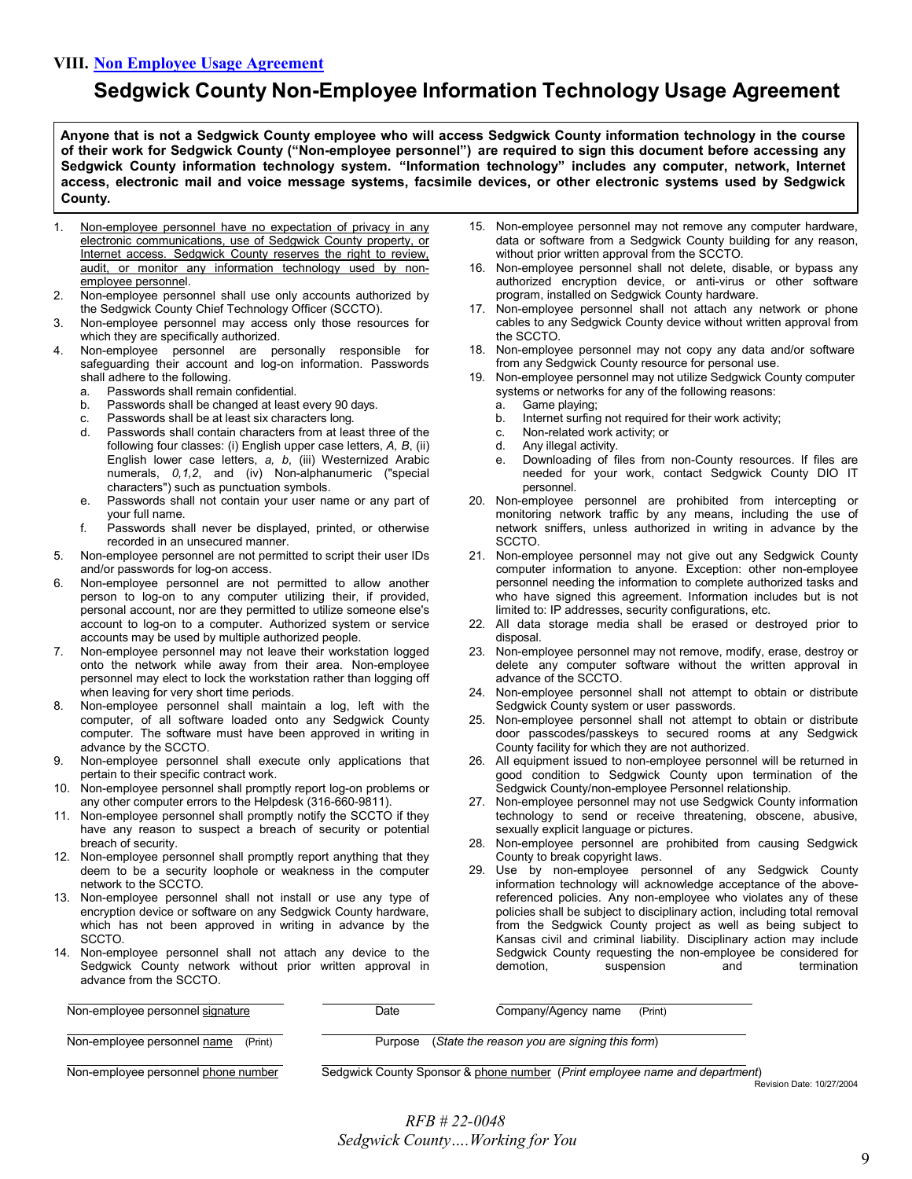## VIII. Non Employee Usage Agreement

# Sedgwick County Non-Employee Information Technology Usage Agreement

**Anyone that is not a Sedgwick County employee who will access Sedgwick County information technology in the course of their work for Sedgwick County ("Non-employee personnel") are required to sign this document before accessing any Sedgwick County information technology system. "Information technology" includes any computer, network, Internet access, electronic mail and voice message systems, facsimile devices, or other electronic systems used by Sedgwick County.**

1. Non-employee personnel have no expectation of privacy in any electronic communications, use of Sedgwick County property, or Internet access. Sedgwick County reserves the right to review, audit, or monitor any information technology used by non-employee personnel.
2. Non-employee personnel shall use only accounts authorized by the Sedgwick County Chief Technology Officer (SCCTO).
3. Non-employee personnel may access only those resources for which they are specifically authorized.
4. Non-employee personnel are personally responsible for safeguarding their account and log-on information. Passwords shall adhere to the following.
   a. Passwords shall remain confidential.
   b. Passwords shall be changed at least every 90 days.
   c. Passwords shall be at least six characters long.
   d. Passwords shall contain characters from at least three of the following four classes: (i) English upper case letters, *A, B*, (ii) English lower case letters, *a, b*, (iii) Westernized Arabic numerals, *0,1,2*, and (iv) Non-alphanumeric ("special characters") such as punctuation symbols.
   e. Passwords shall not contain your user name or any part of your full name.
   f. Passwords shall never be displayed, printed, or otherwise recorded in an unsecured manner.
5. Non-employee personnel are not permitted to script their user IDs and/or passwords for log-on access.
6. Non-employee personnel are not permitted to allow another person to log-on to any computer utilizing their, if provided, personal account, nor are they permitted to utilize someone else's account to log-on to a computer. Authorized system or service accounts may be used by multiple authorized people.
7. Non-employee personnel may not leave their workstation logged onto the network while away from their area. Non-employee personnel may elect to lock the workstation rather than logging off when leaving for very short time periods.
8. Non-employee personnel shall maintain a log, left with the computer, of all software loaded onto any Sedgwick County computer. The software must have been approved in writing in advance by the SCCTO.
9. Non-employee personnel shall execute only applications that pertain to their specific contract work.
10. Non-employee personnel shall promptly report log-on problems or any other computer errors to the Helpdesk (316-660-9811).
11. Non-employee personnel shall promptly notify the SCCTO if they have any reason to suspect a breach of security or potential breach of security.
12. Non-employee personnel shall promptly report anything that they deem to be a security loophole or weakness in the computer network to the SCCTO.
13. Non-employee personnel shall not install or use any type of encryption device or software on any Sedgwick County hardware, which has not been approved in writing in advance by the SCCTO.
14. Non-employee personnel shall not attach any device to the Sedgwick County network without prior written approval in advance from the SCCTO.
15. Non-employee personnel may not remove any computer hardware, data or software from a Sedgwick County building for any reason, without prior written approval from the SCCTO.
16. Non-employee personnel shall not delete, disable, or bypass any authorized encryption device, or anti-virus or other software program, installed on Sedgwick County hardware.
17. Non-employee personnel shall not attach any network or phone cables to any Sedgwick County device without written approval from the SCCTO.
18. Non-employee personnel may not copy any data and/or software from any Sedgwick County resource for personal use.
19. Non-employee personnel may not utilize Sedgwick County computer systems or networks for any of the following reasons:
   a. Game playing;
   b. Internet surfing not required for their work activity;
   c. Non-related work activity; or
   d. Any illegal activity.
   e. Downloading of files from non-County resources. If files are needed for your work, contact Sedgwick County DIO IT personnel.
20. Non-employee personnel are prohibited from intercepting or monitoring network traffic by any means, including the use of network sniffers, unless authorized in writing in advance by the SCCTO.
21. Non-employee personnel may not give out any Sedgwick County computer information to anyone. Exception: other non-employee personnel needing the information to complete authorized tasks and who have signed this agreement. Information includes but is not limited to: IP addresses, security configurations, etc.
22. All data storage media shall be erased or destroyed prior to disposal.
23. Non-employee personnel may not remove, modify, erase, destroy or delete any computer software without the written approval in advance of the SCCTO.
24. Non-employee personnel shall not attempt to obtain or distribute Sedgwick County system or user passwords.
25. Non-employee personnel shall not attempt to obtain or distribute door passcodes/passkeys to secured rooms at any Sedgwick County facility for which they are not authorized.
26. All equipment issued to non-employee personnel will be returned in good condition to Sedgwick County upon termination of the Sedgwick County/non-employee Personnel relationship.
27. Non-employee personnel may not use Sedgwick County information technology to send or receive threatening, obscene, abusive, sexually explicit language or pictures.
28. Non-employee personnel are prohibited from causing Sedgwick County to break copyright laws.
29. Use by non-employee personnel of any Sedgwick County information technology will acknowledge acceptance of the above-referenced policies. Any non-employee who violates any of these policies shall be subject to disciplinary action, including total removal from the Sedgwick County project as well as being subject to Kansas civil and criminal liability. Disciplinary action may include Sedgwick County requesting the non-employee be considered for demotion, suspension and termination

| | | |
|---|---|---|
| Non-employee personnel signature | Date | Company/Agency name (Print) |
| Non-employee personnel name (Print) | Purpose (*State the reason you are signing this form*) | |
| Non-employee personnel phone number | Sedgwick County Sponsor & phone number (*Print employee name and department*) | |

Revision Date: 10/27/2004

*RFB # 22-0048*
*Sedgwick County….Working for You*